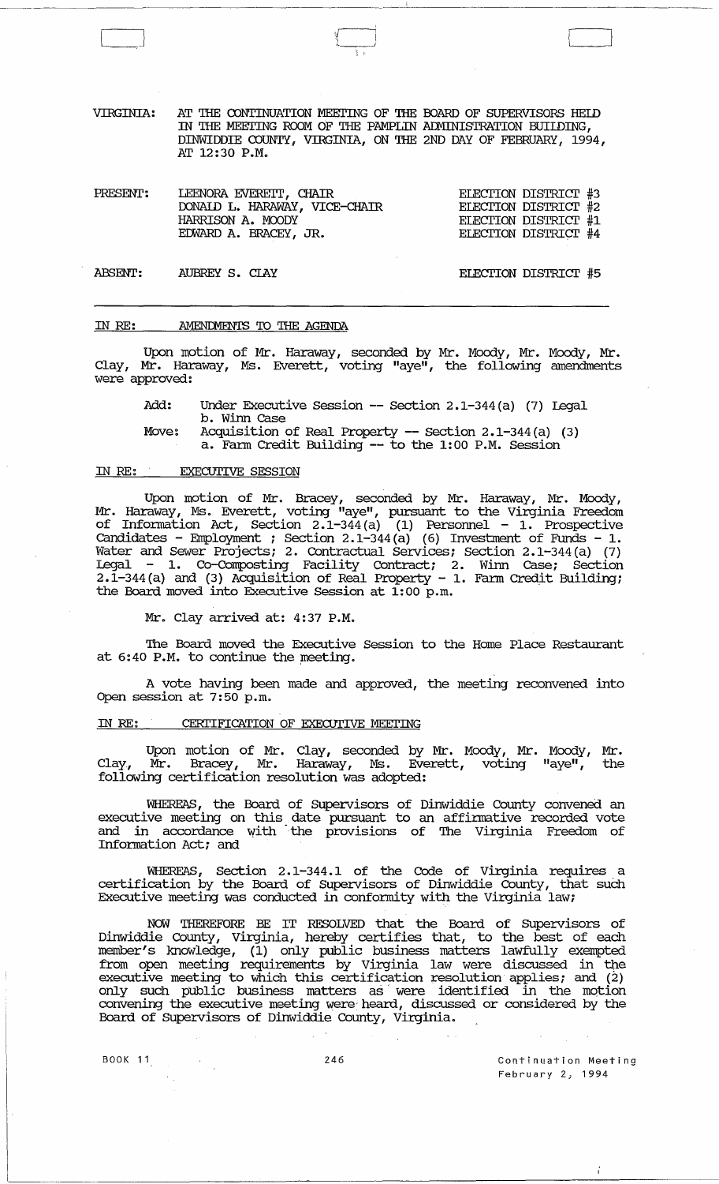VIRGINIA: AT THE CONTINUATION MEETING OF THE BOARD OF SUPERVISORS HELD IN THE MEETING ROOM OF THE PAMPLIN ADMINISTRATION BUILDING, DINWIDDIE COUNTY, VIRGINIA, ON THE 2ND DAY OF FEBRUARY, 1994, AT 12:30 P.M.

| PRESENT: | LEENORA EVERETT, CHAIR | ELECTION DISTRICT #3 |
|---|---|---|
| | DONALD L. HARAWAY, VICE-CHAIR | ELECTION DISTRICT #2 |
| | HARRISON A. MOODY | ELECTION DISTRICT #1 |
| | EDWARD A. BRACEY, JR. | ELECTION DISTRICT #4 |
| ABSENT: | AUBREY S. CLAY | ELECTION DISTRICT #5 |

## IN RE: AMENDMENTS TO THE AGENDA

Upon motion of Mr. Haraway, seconded by Mr. Moody, Mr. Moody, Mr. Clay, Mr. Haraway, Ms. Everett, voting "aye", the following amendments were approved:

Add: Under Executive Session -- Section 2.1-344(a) (7) Legal b. Winn Case

Move: Acquisition of Real Property -- Section 2.1-344(a) (3) a. Farm Credit Building -- to the 1:00 P.M. Session

## IN RE: EXECUTIVE SESSION

Upon motion of Mr. Bracey, seconded by Mr. Haraway, Mr. Moody, Mr. Haraway, Ms. Everett, voting "aye", pursuant to the Virginia Freedom of Information Act, Section 2.1-344(a) (1) Personnel - 1. Prospective Candidates - Employment ; Section 2.1-344(a) (6) Investment of Funds - 1. Water and Sewer Projects; 2. Contractual Services; Section 2.1-344(a) (7) Legal - 1. Co-Composting Facility Contract; 2. Winn Case; Section 2.1-344(a) and (3) Acquisition of Real Property - 1. Farm Credit Building; the Board moved into Executive Session at 1:00 p.m.

Mr. Clay arrived at: 4:37 P.M.

The Board moved the Executive Session to the Home Place Restaurant at 6:40 P.M. to continue the meeting.

A vote having been made and approved, the meeting reconvened into Open session at 7:50 p.m.

## IN RE: CERTIFICATION OF EXECUTIVE MEETING

Upon motion of Mr. Clay, seconded by Mr. Moody, Mr. Moody, Mr. Clay, Mr. Bracey, Mr. Haraway, Ms. Everett, voting "aye", the following certification resolution was adopted:

WHEREAS, the Board of Supervisors of Dinwiddie County convened an executive meeting on this date pursuant to an affirmative recorded vote and in accordance with the provisions of The Virginia Freedom of Information Act; and

WHEREAS, Section 2.1-344.1 of the Code of Virginia requires a certification by the Board of Supervisors of Dinwiddie County, that such Executive meeting was conducted in conformity with the Virginia law;

NOW THEREFORE BE IT RESOLVED that the Board of Supervisors of Dinwiddie County, Virginia, hereby certifies that, to the best of each member's knowledge, (1) only public business matters lawfully exempted from open meeting requirements by Virginia law were discussed in the executive meeting to which this certification resolution applies; and (2) only such public business matters as were identified in the motion convening the executive meeting were heard, discussed or considered by the Board of Supervisors of Dinwiddie County, Virginia.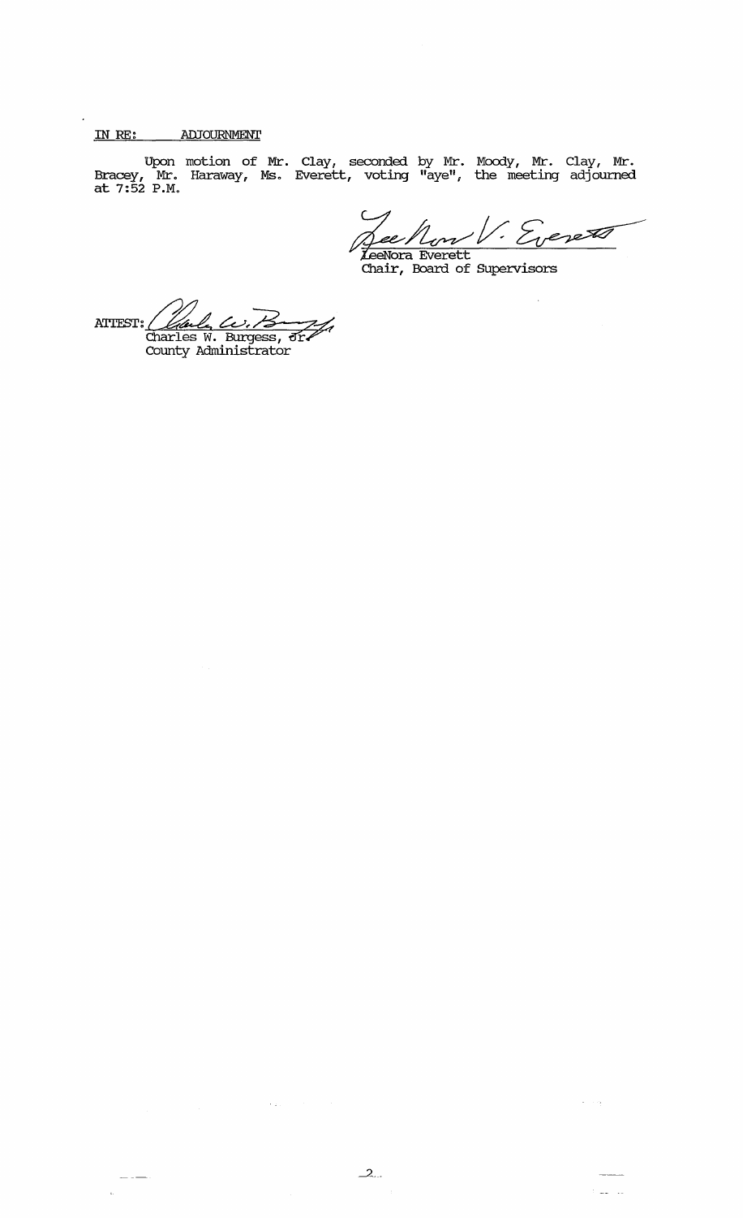IN RE: ADJOURNMENT

Upon motion of Mr. Clay, seconded by Mr. Moody, Mr. Clay, Mr. Bracey, Mr. Haraway, Ms. Everett, voting "aye", the meeting adjourned at 7:52 P.M.

LeeNora Everett
Chair, Board of Supervisors

ATTEST:
Charles W. Burgess, Jr.
County Administrator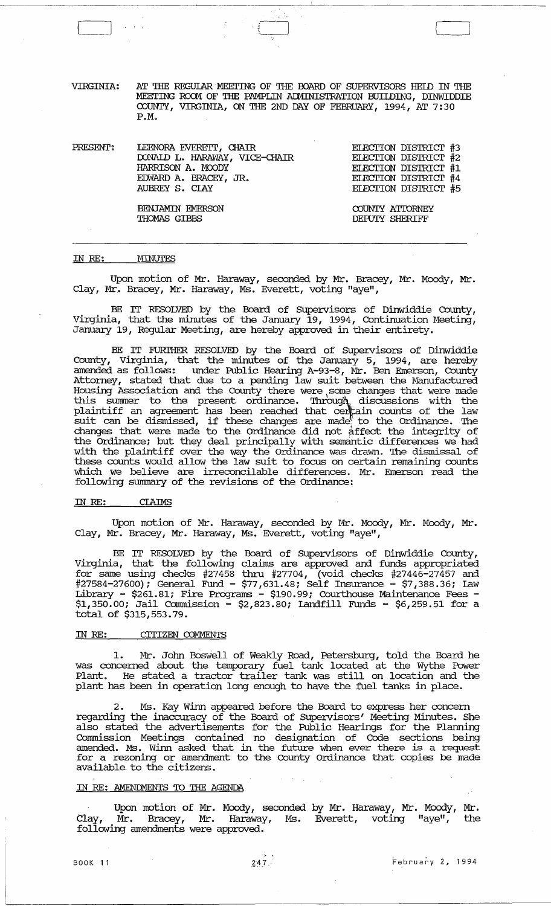VIRGINIA: AT THE REGULAR MEETING OF THE BOARD OF SUPERVISORS HELD IN THE MEETING ROOM OF THE PAMPLIN ADMINISTRATION BUILDING, DINWIDDIE COUNTY, VIRGINIA, ON THE 2ND DAY OF FEBRUARY, 1994, AT 7:30 P.M.

| PRESENT: | | |
|---|---|---|
| | LEENORA EVERETT, CHAIR | ELECTION DISTRICT #3 |
| | DONALD L. HARAWAY, VICE-CHAIR | ELECTION DISTRICT #2 |
| | HARRISON A. MOODY | ELECTION DISTRICT #1 |
| | EDWARD A. BRACEY, JR. | ELECTION DISTRICT #4 |
| | AUBREY S. CLAY | ELECTION DISTRICT #5 |
| | BENJAMIN EMERSON | COUNTY ATTORNEY |
| | THOMAS GIBBS | DEPUTY SHERIFF |

## IN RE: MINUTES

Upon motion of Mr. Haraway, seconded by Mr. Bracey, Mr. Moody, Mr. Clay, Mr. Bracey, Mr. Haraway, Ms. Everett, voting "aye",

BE IT RESOLVED by the Board of Supervisors of Dinwiddie County, Virginia, that the minutes of the January 19, 1994, Continuation Meeting, January 19, Regular Meeting, are hereby approved in their entirety.

BE IT FURTHER RESOLVED by the Board of Supervisors of Dinwiddie County, Virginia, that the minutes of the January 5, 1994, are hereby amended as follows: under Public Hearing A-93-8, Mr. Ben Emerson, County Attorney, stated that due to a pending law suit between the Manufactured Housing Association and the County there were some changes that were made this summer to the present ordinance. Through discussions with the plaintiff an agreement has been reached that certain counts of the law suit can be dismissed, if these changes are made to the Ordinance. The changes that were made to the Ordinance did not affect the integrity of the Ordinance; but they deal principally with semantic differences we had with the plaintiff over the way the Ordinance was drawn. The dismissal of these counts would allow the law suit to focus on certain remaining counts which we believe are irreconcilable differences. Mr. Emerson read the following summary of the revisions of the Ordinance:

## IN RE: CLAIMS

Upon motion of Mr. Haraway, seconded by Mr. Moody, Mr. Moody, Mr. Clay, Mr. Bracey, Mr. Haraway, Ms. Everett, voting "aye",

BE IT RESOLVED by the Board of Supervisors of Dinwiddie County, Virginia, that the following claims are approved and funds appropriated for same using checks #27458 thru #27704, (void checks #27446-27457 and #27584-27600); General Fund - $77,631.48; Self Insurance - $7,388.36; Law Library - $261.81; Fire Programs - $190.99; Courthouse Maintenance Fees - $1,350.00; Jail Commission - $2,823.80; Landfill Funds - $6,259.51 for a total of $315,553.79.

## IN RE: CITIZEN COMMENTS

1. Mr. John Boswell of Weakly Road, Petersburg, told the Board he was concerned about the temporary fuel tank located at the Wythe Power Plant. He stated a tractor trailer tank was still on location and the plant has been in operation long enough to have the fuel tanks in place.

2. Ms. Kay Winn appeared before the Board to express her concern regarding the inaccuracy of the Board of Supervisors' Meeting Minutes. She also stated the advertisements for the Public Hearings for the Planning Commission Meetings contained no designation of Code sections being amended. Ms. Winn asked that in the future when ever there is a request for a rezoning or amendment to the County Ordinance that copies be made available to the citizens.

## IN RE: AMENDMENTS TO THE AGENDA

Upon motion of Mr. Moody, seconded by Mr. Haraway, Mr. Moody, Mr. Clay, Mr. Bracey, Mr. Haraway, Ms. Everett, voting "aye", the following amendments were approved.

BOOK 11 247 February 2, 1994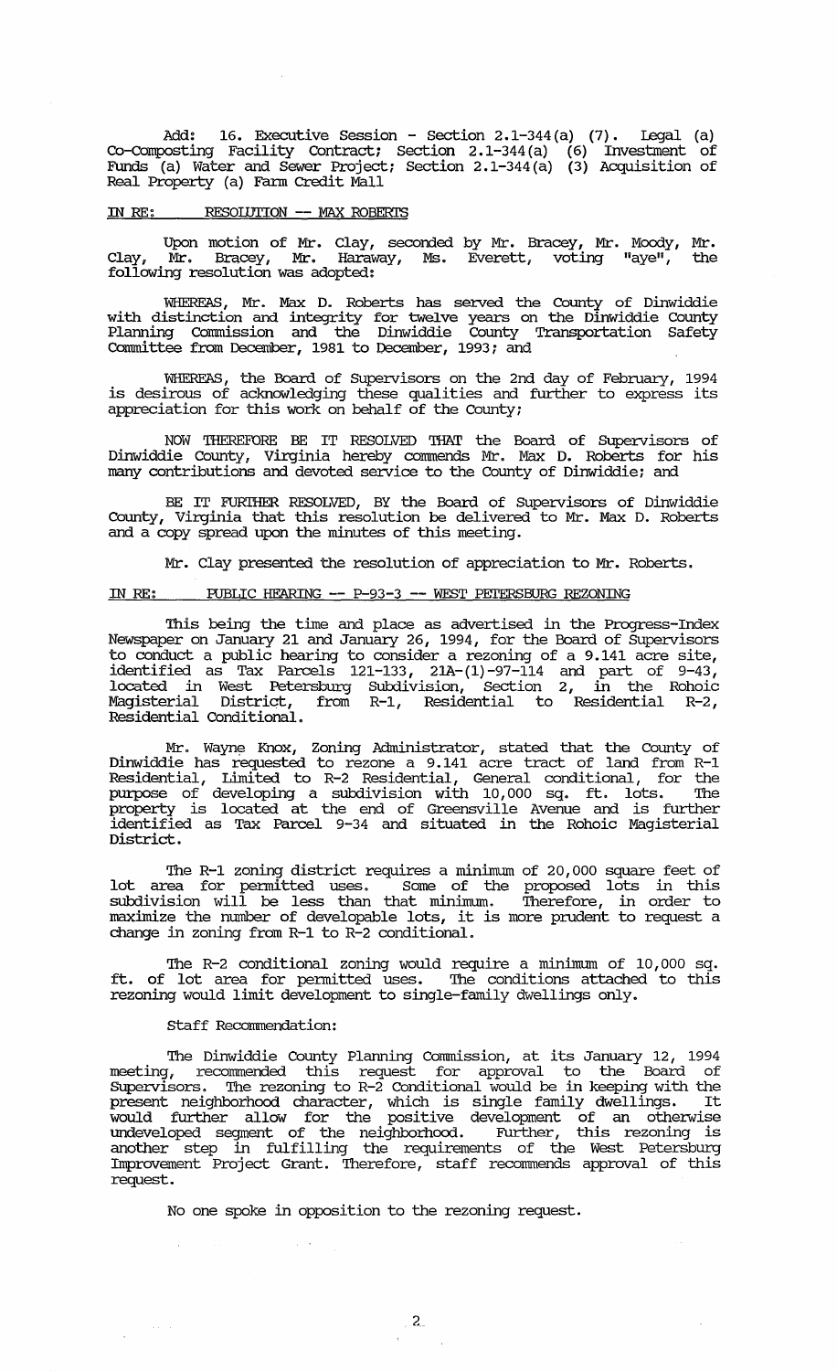Add: 16. Executive Session - Section 2.1-344(a) (7). Legal (a) Co-Composting Facility Contract; Section 2.1-344(a) (6) Investment of Funds (a) Water and Sewer Project; Section 2.1-344(a) (3) Acquisition of Real Property (a) Farm Credit Mall

IN RE: RESOLUTION -- MAX ROBERTS

Upon motion of Mr. Clay, seconded by Mr. Bracey, Mr. Moody, Mr. Clay, Mr. Bracey, Mr. Haraway, Ms. Everett, voting "aye", the following resolution was adopted:

WHEREAS, Mr. Max D. Roberts has served the County of Dinwiddie with distinction and integrity for twelve years on the Dinwiddie County Planning Commission and the Dinwiddie County Transportation Safety Committee from December, 1981 to December, 1993; and

WHEREAS, the Board of Supervisors on the 2nd day of February, 1994 is desirous of acknowledging these qualities and further to express its appreciation for this work on behalf of the County;

NOW THEREFORE BE IT RESOLVED THAT the Board of Supervisors of Dinwiddie County, Virginia hereby commends Mr. Max D. Roberts for his many contributions and devoted service to the County of Dinwiddie; and

BE IT FURTHER RESOLVED, BY the Board of Supervisors of Dinwiddie County, Virginia that this resolution be delivered to Mr. Max D. Roberts and a copy spread upon the minutes of this meeting.

Mr. Clay presented the resolution of appreciation to Mr. Roberts.

IN RE: PUBLIC HEARING -- P-93-3 -- WEST PETERSBURG REZONING

This being the time and place as advertised in the Progress-Index Newspaper on January 21 and January 26, 1994, for the Board of Supervisors to conduct a public hearing to consider a rezoning of a 9.141 acre site, identified as Tax Parcels 121-133, 21A-(1)-97-114 and part of 9-43, located in West Petersburg Subdivision, Section 2, in the Rohoic Magisterial District, from R-1, Residential to Residential R-2, Residential Conditional.

Mr. Wayne Knox, Zoning Administrator, stated that the County of Dinwiddie has requested to rezone a 9.141 acre tract of land from R-1 Residential, Limited to R-2 Residential, General conditional, for the purpose of developing a subdivision with 10,000 sq. ft. lots. The property is located at the end of Greensville Avenue and is further identified as Tax Parcel 9-34 and situated in the Rohoic Magisterial District.

The R-1 zoning district requires a minimum of 20,000 square feet of lot area for permitted uses. Some of the proposed lots in this subdivision will be less than that minimum. Therefore, in order to maximize the number of developable lots, it is more prudent to request a change in zoning from R-1 to R-2 conditional.

The R-2 conditional zoning would require a minimum of 10,000 sq. ft. of lot area for permitted uses. The conditions attached to this rezoning would limit development to single-family dwellings only.

Staff Recommendation:

The Dinwiddie County Planning Commission, at its January 12, 1994 meeting, recommended this request for approval to the Board of Supervisors. The rezoning to R-2 Conditional would be in keeping with the present neighborhood character, which is single family dwellings. It would further allow for the positive development of an otherwise undeveloped segment of the neighborhood. Further, this rezoning is another step in fulfilling the requirements of the West Petersburg Improvement Project Grant. Therefore, staff recommends approval of this request.

No one spoke in opposition to the rezoning request.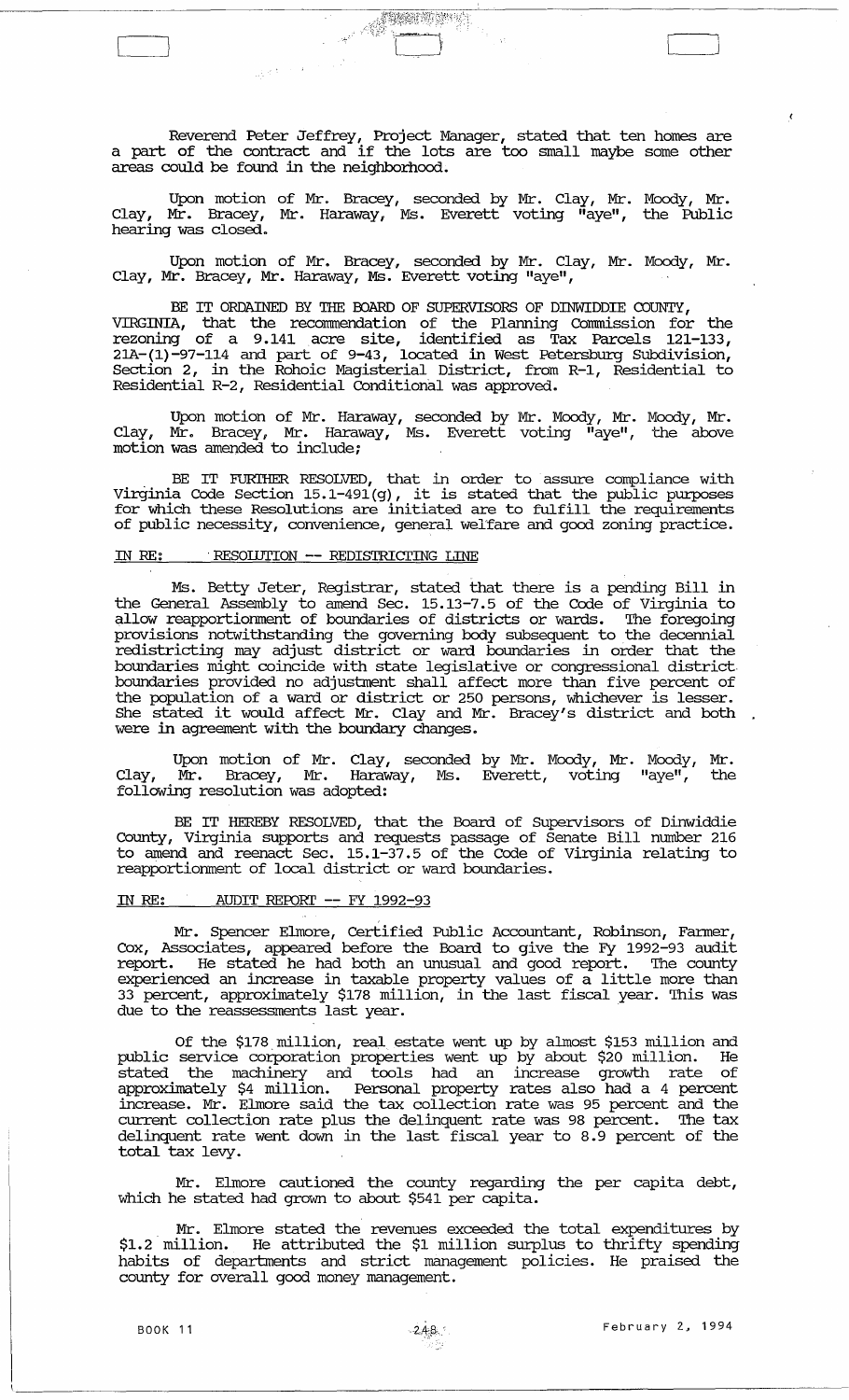Reverend Peter Jeffrey, Project Manager, stated that ten homes are a part of the contract and if the lots are too small maybe some other areas could be found in the neighborhood.

Upon motion of Mr. Bracey, seconded by Mr. Clay, Mr. Moody, Mr. Clay, Mr. Bracey, Mr. Haraway, Ms. Everett voting "aye", the Public hearing was closed.

Upon motion of Mr. Bracey, seconded by Mr. Clay, Mr. Moody, Mr. Clay, Mr. Bracey, Mr. Haraway, Ms. Everett voting "aye",

BE IT ORDAINED BY THE BOARD OF SUPERVISORS OF DINWIDDIE COUNTY, VIRGINIA, that the recommendation of the Planning Commission for the rezoning of a 9.141 acre site, identified as Tax Parcels 121-133, 21A-(1)-97-114 and part of 9-43, located in West Petersburg Subdivision, Section 2, in the Rohoic Magisterial District, from R-1, Residential to Residential R-2, Residential Conditional was approved.

Upon motion of Mr. Haraway, seconded by Mr. Moody, Mr. Moody, Mr. Clay, Mr. Bracey, Mr. Haraway, Ms. Everett voting "aye", the above motion was amended to include;

BE IT FURTHER RESOLVED, that in order to assure compliance with Virginia Code Section 15.1-491(g), it is stated that the public purposes for which these Resolutions are initiated are to fulfill the requirements of public necessity, convenience, general welfare and good zoning practice.

IN RE: RESOLUTION -- REDISTRICTING LINE

Ms. Betty Jeter, Registrar, stated that there is a pending Bill in the General Assembly to amend Sec. 15.13-7.5 of the Code of Virginia to allow reapportionment of boundaries of districts or wards. The foregoing provisions notwithstanding the governing body subsequent to the decennial redistricting may adjust district or ward boundaries in order that the boundaries might coincide with state legislative or congressional district boundaries provided no adjustment shall affect more than five percent of the population of a ward or district or 250 persons, whichever is lesser. She stated it would affect Mr. Clay and Mr. Bracey's district and both were in agreement with the boundary changes.

Upon motion of Mr. Clay, seconded by Mr. Moody, Mr. Moody, Mr. Clay, Mr. Bracey, Mr. Haraway, Ms. Everett, voting "aye", the following resolution was adopted:

BE IT HEREBY RESOLVED, that the Board of Supervisors of Dinwiddie County, Virginia supports and requests passage of Senate Bill number 216 to amend and reenact Sec. 15.1-37.5 of the Code of Virginia relating to reapportionment of local district or ward boundaries.

IN RE: AUDIT REPORT -- FY 1992-93

Mr. Spencer Elmore, Certified Public Accountant, Robinson, Farmer, Cox, Associates, appeared before the Board to give the Fy 1992-93 audit report. He stated he had both an unusual and good report. The county experienced an increase in taxable property values of a little more than 33 percent, approximately $178 million, in the last fiscal year. This was due to the reassessments last year.

Of the $178 million, real estate went up by almost $153 million and public service corporation properties went up by about $20 million. He stated the machinery and tools had an increase growth rate of approximately $4 million. Personal property rates also had a 4 percent increase. Mr. Elmore said the tax collection rate was 95 percent and the current collection rate plus the delinquent rate was 98 percent. The tax delinquent rate went down in the last fiscal year to 8.9 percent of the total tax levy.

Mr. Elmore cautioned the county regarding the per capita debt, which he stated had grown to about $541 per capita.

Mr. Elmore stated the revenues exceeded the total expenditures by $1.2 million. He attributed the $1 million surplus to thrifty spending habits of departments and strict management policies. He praised the county for overall good money management.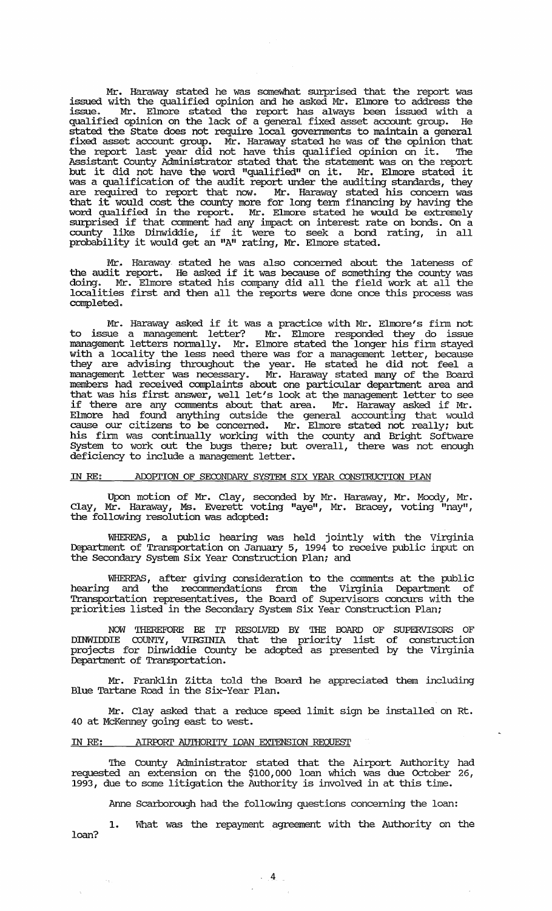Mr. Haraway stated he was somewhat surprised that the report was issued with the qualified opinion and he asked Mr. Elmore to address the issue. Mr. Elmore stated the report has always been issued with a qualified opinion on the lack of a general fixed asset account group. He stated the State does not require local governments to maintain a general fixed asset account group. Mr. Haraway stated he was of the opinion that the report last year did not have this qualified opinion on it. The Assistant County Administrator stated that the statement was on the report but it did not have the word "qualified" on it. Mr. Elmore stated it was a qualification of the audit report under the auditing standards, they are required to report that now. Mr. Haraway stated his concern was that it would cost the county more for long term financing by having the word qualified in the report. Mr. Elmore stated he would be extremely surprised if that comment had any impact on interest rate on bonds. On a county like Dinwiddie, if it were to seek a bond rating, in all probability it would get an "A" rating, Mr. Elmore stated.

Mr. Haraway stated he was also concerned about the lateness of the audit report. He asked if it was because of something the county was doing. Mr. Elmore stated his company did all the field work at all the localities first and then all the reports were done once this process was completed.

Mr. Haraway asked if it was a practice with Mr. Elmore's firm not to issue a management letter? Mr. Elmore responded they do issue management letters normally. Mr. Elmore stated the longer his firm stayed with a locality the less need there was for a management letter, because they are advising throughout the year. He stated he did not feel a management letter was necessary. Mr. Haraway stated many of the Board members had received complaints about one particular department area and that was his first answer, well let's look at the management letter to see if there are any comments about that area. Mr. Haraway asked if Mr. Elmore had found anything outside the general accounting that would cause our citizens to be concerned. Mr. Elmore stated not really; but his firm was continually working with the county and Bright Software System to work out the bugs there; but overall, there was not enough deficiency to include a management letter.

## IN RE: ADOPTION OF SECONDARY SYSTEM SIX YEAR CONSTRUCTION PLAN

Upon motion of Mr. Clay, seconded by Mr. Haraway, Mr. Moody, Mr. Clay, Mr. Haraway, Ms. Everett voting "aye", Mr. Bracey, voting "nay", the following resolution was adopted:

WHEREAS, a public hearing was held jointly with the Virginia Department of Transportation on January 5, 1994 to receive public input on the Secondary System Six Year Construction Plan; and

WHEREAS, after giving consideration to the comments at the public hearing and the recommendations from the Virginia Department of Transportation representatives, the Board of Supervisors concurs with the priorities listed in the Secondary System Six Year Construction Plan;

NOW THEREFORE BE IT RESOLVED BY THE BOARD OF SUPERVISORS OF DINWIDDIE COUNTY, VIRGINIA that the priority list of construction projects for Dinwiddie County be adopted as presented by the Virginia Department of Transportation.

Mr. Franklin Zitta told the Board he appreciated them including Blue Tartane Road in the Six-Year Plan.

Mr. Clay asked that a reduce speed limit sign be installed on Rt. 40 at McKenney going east to west.

## IN RE: AIRPORT AUTHORITY LOAN EXTENSION REQUEST

The County Administrator stated that the Airport Authority had requested an extension on the $100,000 loan which was due October 26, 1993, due to some litigation the Authority is involved in at this time.

Anne Scarborough had the following questions concerning the loan:

1. What was the repayment agreement with the Authority on the loan?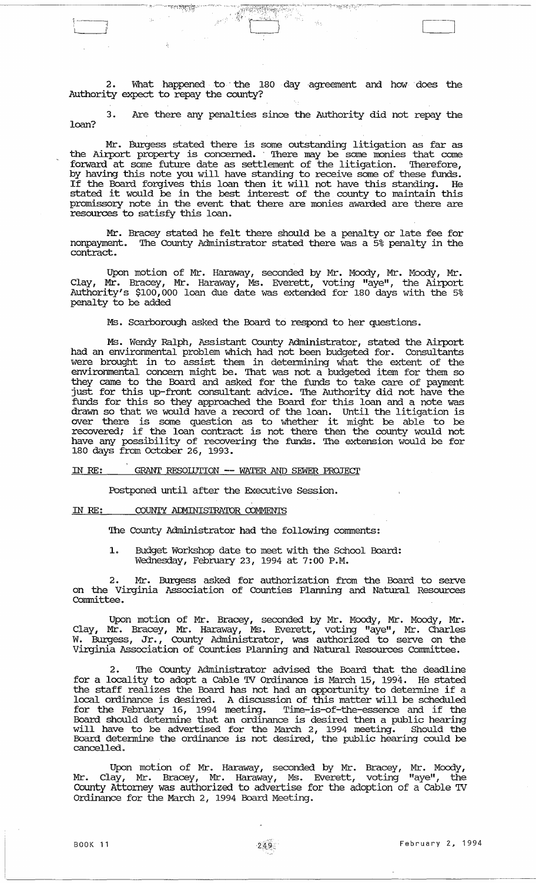2. What happened to the 180 day agreement and how does the Authority expect to repay the county?

3. Are there any penalties since the Authority did not repay the loan?

Mr. Burgess stated there is some outstanding litigation as far as the Airport property is concerned. There may be some monies that come forward at some future date as settlement of the litigation. Therefore, by having this note you will have standing to receive some of these funds. If the Board forgives this loan then it will not have this standing. He stated it would be in the best interest of the county to maintain this promissory note in the event that there are monies awarded are there are resources to satisfy this loan.

Mr. Bracey stated he felt there should be a penalty or late fee for nonpayment. The County Administrator stated there was a 5% penalty in the contract.

Upon motion of Mr. Haraway, seconded by Mr. Moody, Mr. Moody, Mr. Clay, Mr. Bracey, Mr. Haraway, Ms. Everett, voting "aye", the Airport Authority's $100,000 loan due date was extended for 180 days with the 5% penalty to be added

Ms. Scarborough asked the Board to respond to her questions.

Ms. Wendy Ralph, Assistant County Administrator, stated the Airport had an environmental problem which had not been budgeted for. Consultants were brought in to assist them in determining what the extent of the environmental concern might be. That was not a budgeted item for them so they came to the Board and asked for the funds to take care of payment just for this up-front consultant advice. The Authority did not have the funds for this so they approached the Board for this loan and a note was drawn so that we would have a record of the loan. Until the litigation is over there is some question as to whether it might be able to be recovered; if the loan contract is not there then the county would not have any possibility of recovering the funds. The extension would be for 180 days from October 26, 1993.

IN RE: GRANT RESOLUTION -- WATER AND SEWER PROJECT

Postponed until after the Executive Session.

IN RE: COUNTY ADMINISTRATOR COMMENTS

The County Administrator had the following comments:

1. Budget Workshop date to meet with the School Board: Wednesday, February 23, 1994 at 7:00 P.M.

2. Mr. Burgess asked for authorization from the Board to serve on the Virginia Association of Counties Planning and Natural Resources Committee.

Upon motion of Mr. Bracey, seconded by Mr. Moody, Mr. Moody, Mr. Clay, Mr. Bracey, Mr. Haraway, Ms. Everett, voting "aye", Mr. Charles W. Burgess, Jr., County Administrator, was authorized to serve on the Virginia Association of Counties Planning and Natural Resources Committee.

2. The County Administrator advised the Board that the deadline for a locality to adopt a Cable TV Ordinance is March 15, 1994. He stated the staff realizes the Board has not had an opportunity to determine if a local ordinance is desired. A discussion of this matter will be scheduled for the February 16, 1994 meeting. Time-is-of-the-essence and if the Board should determine that an ordinance is desired then a public hearing will have to be advertised for the March 2, 1994 meeting. Should the Board determine the ordinance is not desired, the public hearing could be cancelled.

Upon motion of Mr. Haraway, seconded by Mr. Bracey, Mr. Moody, Mr. Clay, Mr. Bracey, Mr. Haraway, Ms. Everett, voting "aye", the County Attorney was authorized to advertise for the adoption of a Cable TV Ordinance for the March 2, 1994 Board Meeting.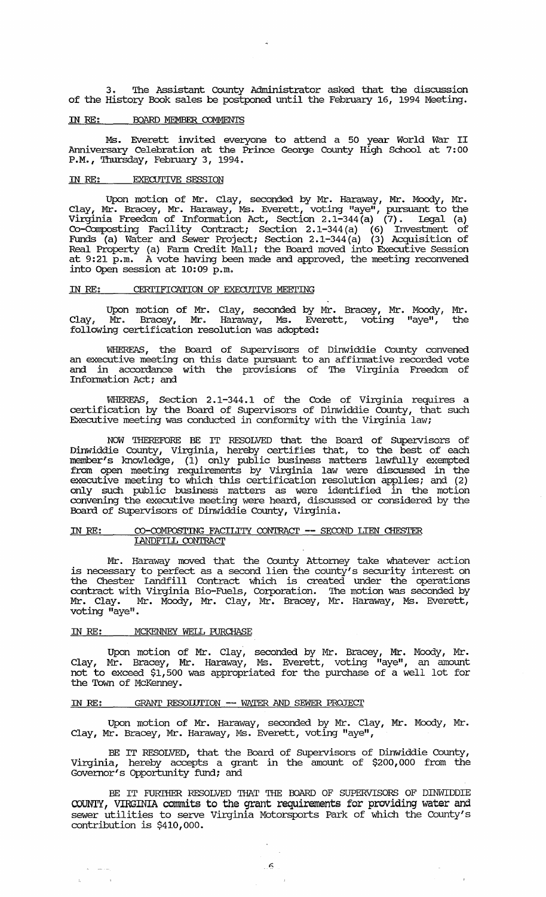3. The Assistant County Administrator asked that the discussion of the History Book sales be postponed until the February 16, 1994 Meeting.

IN RE: BOARD MEMBER COMMENTS

Ms. Everett invited everyone to attend a 50 year World War II Anniversary Celebration at the Prince George County High School at 7:00 P.M., Thursday, February 3, 1994.

IN RE: EXECUTIVE SESSION

Upon motion of Mr. Clay, seconded by Mr. Haraway, Mr. Moody, Mr. Clay, Mr. Bracey, Mr. Haraway, Ms. Everett, voting "aye", pursuant to the Virginia Freedom of Information Act, Section 2.1-344(a) (7). Legal (a) Co-Composting Facility Contract; Section 2.1-344(a) (6) Investment of Funds (a) Water and Sewer Project; Section 2.1-344(a) (3) Acquisition of Real Property (a) Farm Credit Mall; the Board moved into Executive Session at 9:21 p.m. A vote having been made and approved, the meeting reconvened into Open session at 10:09 p.m.

IN RE: CERTIFICATION OF EXECUTIVE MEETING

Upon motion of Mr. Clay, seconded by Mr. Bracey, Mr. Moody, Mr. Clay, Mr. Bracey, Mr. Haraway, Ms. Everett, voting "aye", the following certification resolution was adopted:

WHEREAS, the Board of Supervisors of Dinwiddie County convened an executive meeting on this date pursuant to an affirmative recorded vote and in accordance with the provisions of The Virginia Freedom of Information Act; and

WHEREAS, Section 2.1-344.1 of the Code of Virginia requires a certification by the Board of Supervisors of Dinwiddie County, that such Executive meeting was conducted in conformity with the Virginia law;

NOW THEREFORE BE IT RESOLVED that the Board of Supervisors of Dinwiddie County, Virginia, hereby certifies that, to the best of each member's knowledge, (1) only public business matters lawfully exempted from open meeting requirements by Virginia law were discussed in the executive meeting to which this certification resolution applies; and (2) only such public business matters as were identified in the motion convening the executive meeting were heard, discussed or considered by the Board of Supervisors of Dinwiddie County, Virginia.

IN RE: CO-COMPOSTING FACILITY CONTRACT -- SECOND LIEN CHESTER LANDFILL CONTRACT

Mr. Haraway moved that the County Attorney take whatever action is necessary to perfect as a second lien the county's security interest on the Chester Landfill Contract which is created under the operations contract with Virginia Bio-Fuels, Corporation. The motion was seconded by Mr. Clay. Mr. Moody, Mr. Clay, Mr. Bracey, Mr. Haraway, Ms. Everett, voting "aye".

IN RE: MCKENNEY WELL PURCHASE

Upon motion of Mr. Clay, seconded by Mr. Bracey, Mr. Moody, Mr. Clay, Mr. Bracey, Mr. Haraway, Ms. Everett, voting "aye", an amount not to exceed $1,500 was appropriated for the purchase of a well lot for the Town of McKenney.

IN RE: GRANT RESOLUTION -- WATER AND SEWER PROJECT

Upon motion of Mr. Haraway, seconded by Mr. Clay, Mr. Moody, Mr. Clay, Mr. Bracey, Mr. Haraway, Ms. Everett, voting "aye",

BE IT RESOLVED, that the Board of Supervisors of Dinwiddie County, Virginia, hereby accepts a grant in the amount of $200,000 from the Governor's Opportunity fund; and

BE IT FURTHER RESOLVED THAT THE BOARD OF SUPERVISORS OF DINWIDDIE COUNTY, VIRGINIA commits to the grant requirements for providing water and sewer utilities to serve Virginia Motorsports Park of which the County's contribution is $410,000.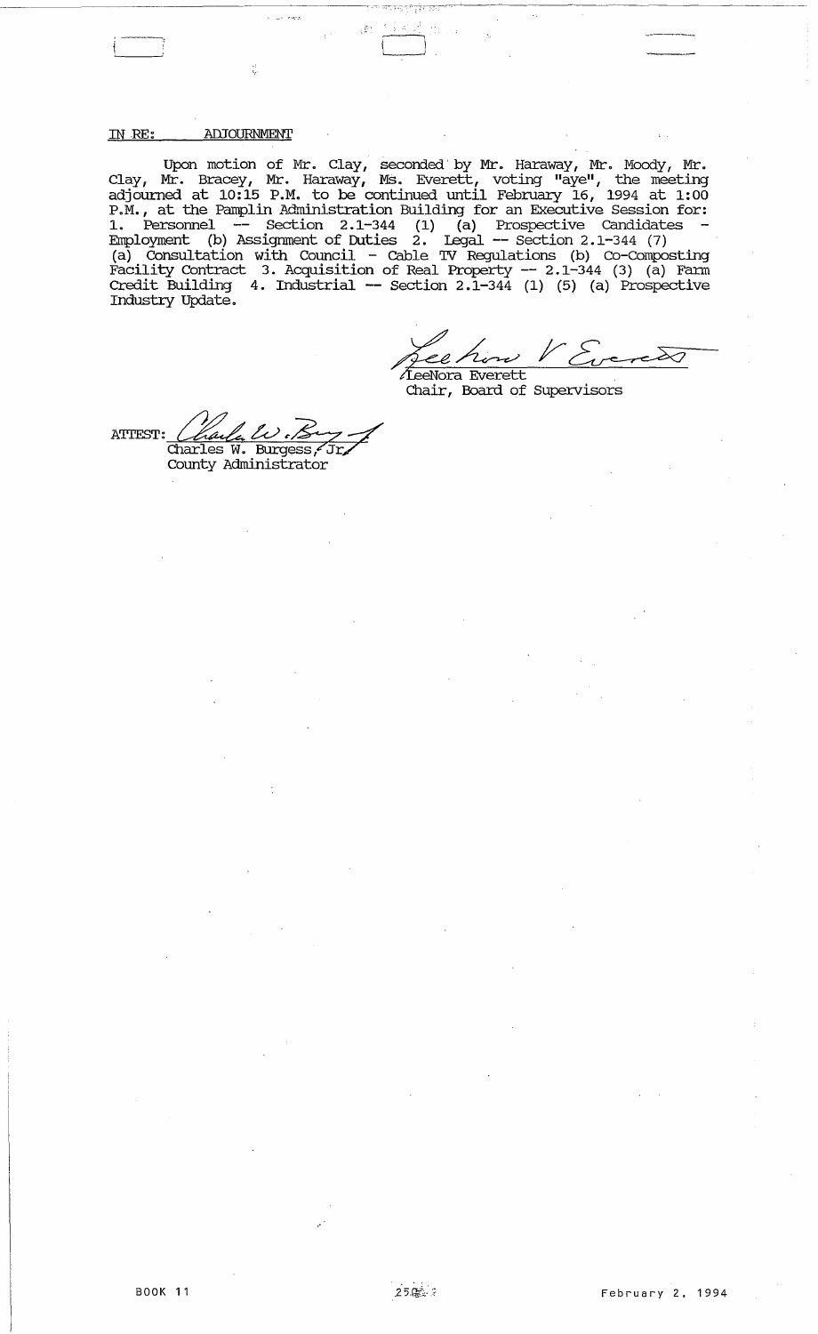IN RE: ADJOURNMENT

Upon motion of Mr. Clay, seconded by Mr. Haraway, Mr. Moody, Mr. Clay, Mr. Bracey, Mr. Haraway, Ms. Everett, voting "aye", the meeting adjourned at 10:15 P.M. to be continued until February 16, 1994 at 1:00 P.M., at the Pamplin Administration Building for an Executive Session for: 1. Personnel -- Section 2.1-344 (1) (a) Prospective Candidates - Employment (b) Assignment of Duties 2. Legal -- Section 2.1-344 (7) (a) Consultation with Council - Cable TV Regulations (b) Co-Composting Facility Contract 3. Acquisition of Real Property -- 2.1-344 (3) (a) Farm Credit Building 4. Industrial -- Section 2.1-344 (1) (5) (a) Prospective Industry Update.

LeeNora Everett
Chair, Board of Supervisors

ATTEST: Charles W. Burgess, Jr.
County Administrator

BOOK 11 February 2, 1994